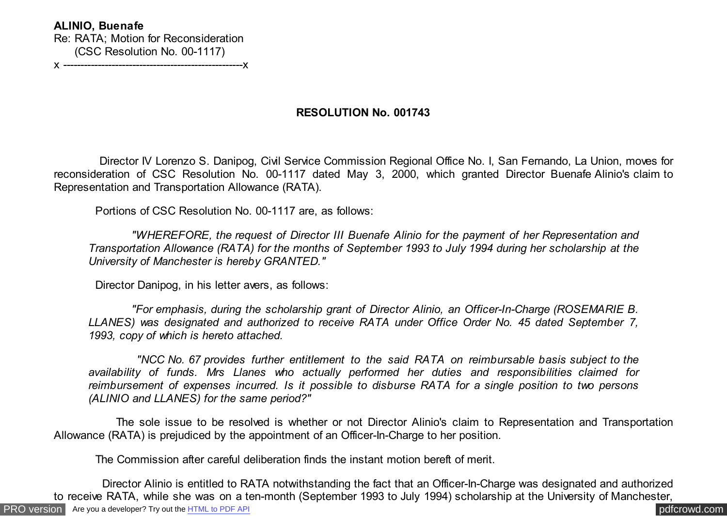**ALINIO, Buenafe**
Re: RATA; Motion for Reconsideration
(CSC Resolution No. 00-1117)
x ----------------------------------------------------x

**RESOLUTION No. 001743**

Director IV Lorenzo S. Danipog, Civil Service Commission Regional Office No. I, San Fernando, La Union, moves for reconsideration of CSC Resolution No. 00-1117 dated May 3, 2000, which granted Director Buenafe Alinio's claim to Representation and Transportation Allowance (RATA).

Portions of CSC Resolution No. 00-1117 are, as follows:

> *"WHEREFORE, the request of Director III Buenafe Alinio for the payment of her Representation and Transportation Allowance (RATA) for the months of September 1993 to July 1994 during her scholarship at the University of Manchester is hereby GRANTED."*

Director Danipog, in his letter avers, as follows:

> *"For emphasis, during the scholarship grant of Director Alinio, an Officer-In-Charge (ROSEMARIE B. LLANES) was designated and authorized to receive RATA under Office Order No. 45 dated September 7, 1993, copy of which is hereto attached.*
>
> *"NCC No. 67 provides further entitlement to the said RATA on reimbursable basis subject to the availability of funds. Mrs Llanes who actually performed her duties and responsibilities claimed for reimbursement of expenses incurred. Is it possible to disburse RATA for a single position to two persons (ALINIO and LLANES) for the same period?"*

The sole issue to be resolved is whether or not Director Alinio's claim to Representation and Transportation Allowance (RATA) is prejudiced by the appointment of an Officer-In-Charge to her position.

The Commission after careful deliberation finds the instant motion bereft of merit.

Director Alinio is entitled to RATA notwithstanding the fact that an Officer-In-Charge was designated and authorized to receive RATA, while she was on a ten-month (September 1993 to July 1994) scholarship at the University of Manchester,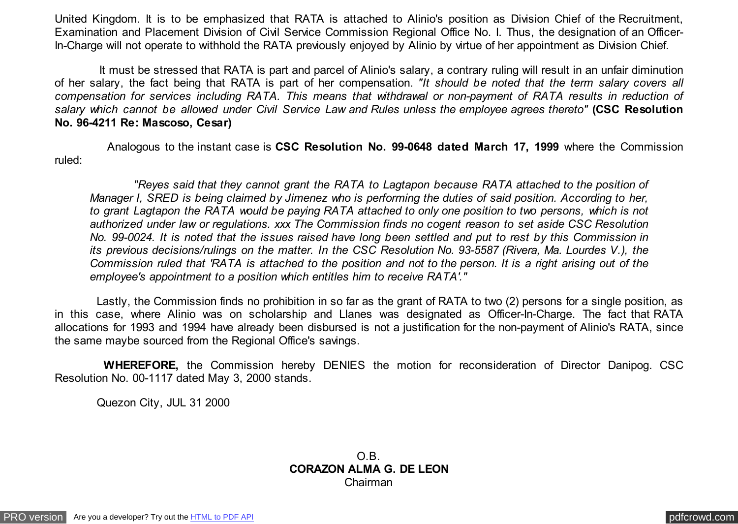United Kingdom. It is to be emphasized that RATA is attached to Alinio's position as Division Chief of the Recruitment, Examination and Placement Division of Civil Service Commission Regional Office No. I. Thus, the designation of an Officer-In-Charge will not operate to withhold the RATA previously enjoyed by Alinio by virtue of her appointment as Division Chief.

It must be stressed that RATA is part and parcel of Alinio's salary, a contrary ruling will result in an unfair diminution of her salary, the fact being that RATA is part of her compensation. *"It should be noted that the term salary covers all compensation for services including RATA. This means that withdrawal or non-payment of RATA results in reduction of salary which cannot be allowed under Civil Service Law and Rules unless the employee agrees thereto"* **(CSC Resolution No. 96-4211 Re: Mascoso, Cesar)**

Analogous to the instant case is **CSC Resolution No. 99-0648 dated March 17, 1999** where the Commission ruled:

> *"Reyes said that they cannot grant the RATA to Lagtapon because RATA attached to the position of Manager I, SRED is being claimed by Jimenez who is performing the duties of said position. According to her, to grant Lagtapon the RATA would be paying RATA attached to only one position to two persons, which is not authorized under law or regulations. xxx The Commission finds no cogent reason to set aside CSC Resolution No. 99-0024. It is noted that the issues raised have long been settled and put to rest by this Commission in its previous decisions/rulings on the matter. In the CSC Resolution No. 93-5587 (Rivera, Ma. Lourdes V.), the Commission ruled that 'RATA is attached to the position and not to the person. It is a right arising out of the employee's appointment to a position which entitles him to receive RATA'."*

Lastly, the Commission finds no prohibition in so far as the grant of RATA to two (2) persons for a single position, as in this case, where Alinio was on scholarship and Llanes was designated as Officer-In-Charge. The fact that RATA allocations for 1993 and 1994 have already been disbursed is not a justification for the non-payment of Alinio's RATA, since the same maybe sourced from the Regional Office's savings.

**WHEREFORE,** the Commission hereby DENIES the motion for reconsideration of Director Danipog. CSC Resolution No. 00-1117 dated May 3, 2000 stands.

Quezon City, JUL 31 2000

O.B.
**CORAZON ALMA G. DE LEON**
Chairman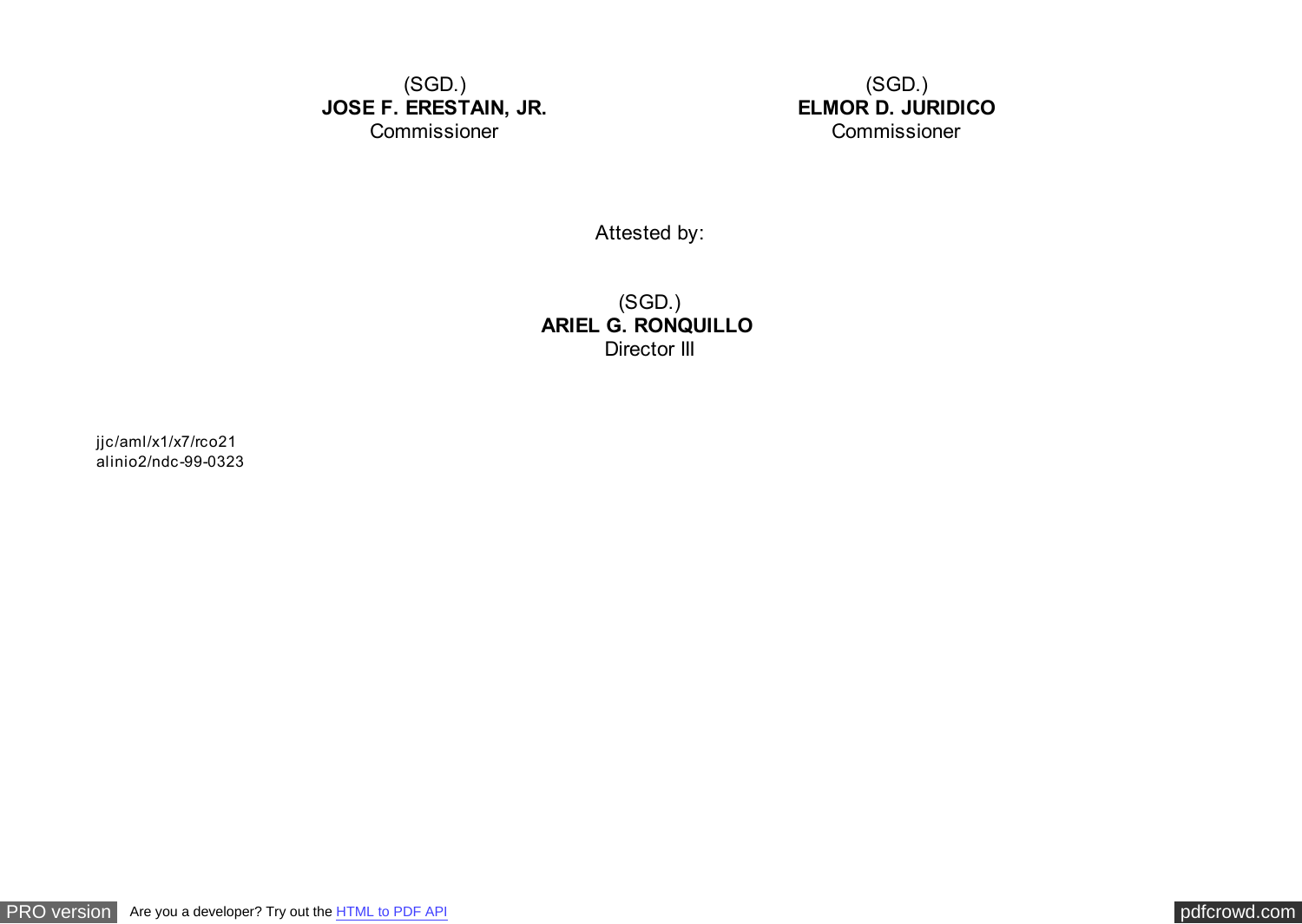(SGD.)
**JOSE F. ERESTAIN, JR.**
Commissioner

(SGD.)
**ELMOR D. JURIDICO**
Commissioner

Attested by:

(SGD.)
**ARIEL G. RONQUILLO**
Director III

jjc/aml/x1/x7/rco21
alinio2/ndc-99-0323